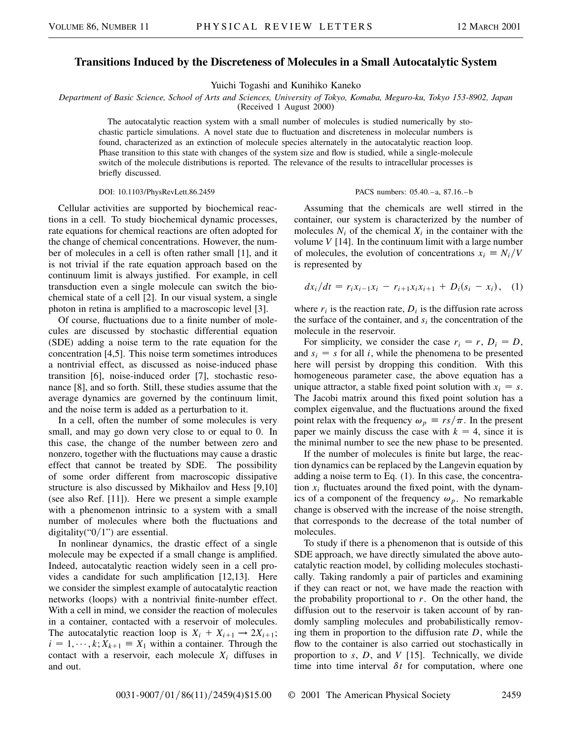# Transitions Induced by the Discreteness of Molecules in a Small Autocatalytic System

Yuichi Togashi and Kunihiko Kaneko

*Department of Basic Science, School of Arts and Sciences, University of Tokyo, Komaba, Meguro-ku, Tokyo 153-8902, Japan*
(Received 1 August 2000)

The autocatalytic reaction system with a small number of molecules is studied numerically by stochastic particle simulations. A novel state due to fluctuation and discreteness in molecular numbers is found, characterized as an extinction of molecule species alternately in the autocatalytic reaction loop. Phase transition to this state with changes of the system size and flow is studied, while a single-molecule switch of the molecule distributions is reported. The relevance of the results to intracellular processes is briefly discussed.

DOI: 10.1103/PhysRevLett.86.2459 PACS numbers: 05.40.–a, 87.16.–b

Cellular activities are supported by biochemical reactions in a cell. To study biochemical dynamic processes, rate equations for chemical reactions are often adopted for the change of chemical concentrations. However, the number of molecules in a cell is often rather small [1], and it is not trivial if the rate equation approach based on the continuum limit is always justified. For example, in cell transduction even a single molecule can switch the biochemical state of a cell [2]. In our visual system, a single photon in retina is amplified to a macroscopic level [3].

Of course, fluctuations due to a finite number of molecules are discussed by stochastic differential equation (SDE) adding a noise term to the rate equation for the concentration [4,5]. This noise term sometimes introduces a nontrivial effect, as discussed as noise-induced phase transition [6], noise-induced order [7], stochastic resonance [8], and so forth. Still, these studies assume that the average dynamics are governed by the continuum limit, and the noise term is added as a perturbation to it.

In a cell, often the number of some molecules is very small, and may go down very close to or equal to 0. In this case, the change of the number between zero and nonzero, together with the fluctuations may cause a drastic effect that cannot be treated by SDE. The possibility of some order different from macroscopic dissipative structure is also discussed by Mikhailov and Hess [9,10] (see also Ref. [11]). Here we present a simple example with a phenomenon intrinsic to a system with a small number of molecules where both the fluctuations and digitality("0/1") are essential.

In nonlinear dynamics, the drastic effect of a single molecule may be expected if a small change is amplified. Indeed, autocatalytic reaction widely seen in a cell provides a candidate for such amplification [12,13]. Here we consider the simplest example of autocatalytic reaction networks (loops) with a nontrivial finite-number effect. With a cell in mind, we consider the reaction of molecules in a container, contacted with a reservoir of molecules. The autocatalytic reaction loop is $X_i + X_{i+1} \rightarrow 2X_{i+1}$; $i = 1, \cdots, k; X_{k+1} \equiv X_1$ within a container. Through the contact with a reservoir, each molecule $X_i$ diffuses in and out.

Assuming that the chemicals are well stirred in the container, our system is characterized by the number of molecules $N_i$ of the chemical $X_i$ in the container with the volume $V$ [14]. In the continuum limit with a large number of molecules, the evolution of concentrations $x_i \equiv N_i/V$ is represented by

$$dx_i/dt = r_i x_{i-1} x_i - r_{i+1} x_i x_{i+1} + D_i(s_i - x_i), \quad (1)$$

where $r_i$ is the reaction rate, $D_i$ is the diffusion rate across the surface of the container, and $s_i$ the concentration of the molecule in the reservoir.

For simplicity, we consider the case $r_i = r$, $D_i = D$, and $s_i = s$ for all $i$, while the phenomena to be presented here will persist by dropping this condition. With this homogeneous parameter case, the above equation has a unique attractor, a stable fixed point solution with $x_i = s$. The Jacobi matrix around this fixed point solution has a complex eigenvalue, and the fluctuations around the fixed point relax with the frequency $\omega_p \equiv rs/\pi$. In the present paper we mainly discuss the case with $k = 4$, since it is the minimal number to see the new phase to be presented.

If the number of molecules is finite but large, the reaction dynamics can be replaced by the Langevin equation by adding a noise term to Eq. (1). In this case, the concentration $x_i$ fluctuates around the fixed point, with the dynamics of a component of the frequency $\omega_p$. No remarkable change is observed with the increase of the noise strength, that corresponds to the decrease of the total number of molecules.

To study if there is a phenomenon that is outside of this SDE approach, we have directly simulated the above autocatalytic reaction model, by colliding molecules stochastically. Taking randomly a pair of particles and examining if they can react or not, we have made the reaction with the probability proportional to $r$. On the other hand, the diffusion out to the reservoir is taken account of by randomly sampling molecules and probabilistically removing them in proportion to the diffusion rate $D$, while the flow to the container is also carried out stochastically in proportion to $s$, $D$, and $V$ [15]. Technically, we divide time into time interval $\delta t$ for computation, where one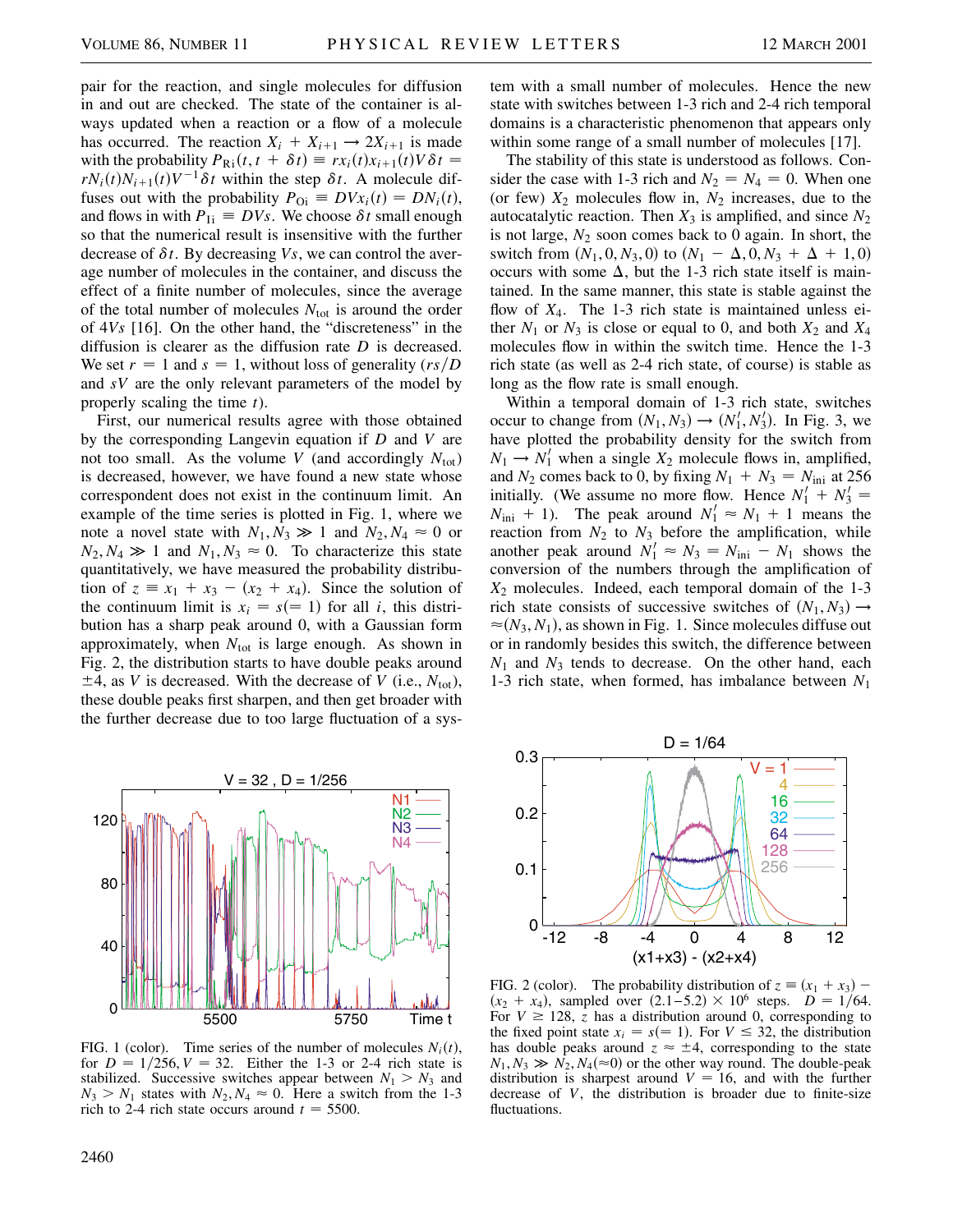pair for the reaction, and single molecules for diffusion in and out are checked. The state of the container is always updated when a reaction or a flow of a molecule has occurred. The reaction $X_i + X_{i+1} \to 2X_{i+1}$ is made with the probability $P_{Ri}(t, t + \delta t) \equiv r x_i(t) x_{i+1}(t) V \delta t = r N_i(t) N_{i+1}(t) V^{-1} \delta t$ within the step $\delta t$. A molecule diffuses out with the probability $P_{Oi} \equiv D V x_i(t) = D N_i(t)$, and flows in with $P_{Ii} \equiv D V s$. We choose $\delta t$ small enough so that the numerical result is insensitive with the further decrease of $\delta t$. By decreasing $Vs$, we can control the average number of molecules in the container, and discuss the effect of a finite number of molecules, since the average of the total number of molecules $N_{\rm tot}$ is around the order of $4Vs$ [16]. On the other hand, the "discreteness" in the diffusion is clearer as the diffusion rate $D$ is decreased. We set $r = 1$ and $s = 1$, without loss of generality ($rs/D$ and $sV$ are the only relevant parameters of the model by properly scaling the time $t$).

First, our numerical results agree with those obtained by the corresponding Langevin equation if $D$ and $V$ are not too small. As the volume $V$ (and accordingly $N_{\rm tot}$) is decreased, however, we have found a new state whose correspondent does not exist in the continuum limit. An example of the time series is plotted in Fig. 1, where we note a novel state with $N_1, N_3 \gg 1$ and $N_2, N_4 \approx 0$ or $N_2, N_4 \gg 1$ and $N_1, N_3 \approx 0$. To characterize this state quantitatively, we have measured the probability distribution of $z \equiv x_1 + x_3 - (x_2 + x_4)$. Since the solution of the continuum limit is $x_i = s(= 1)$ for all $i$, this distribution has a sharp peak around 0, with a Gaussian form approximately, when $N_{\rm tot}$ is large enough. As shown in Fig. 2, the distribution starts to have double peaks around $\pm 4$, as $V$ is decreased. With the decrease of $V$ (i.e., $N_{\rm tot}$), these double peaks first sharpen, and then get broader with the further decrease due to too large fluctuation of a system with a small number of molecules. Hence the new state with switches between 1-3 rich and 2-4 rich temporal domains is a characteristic phenomenon that appears only within some range of a small number of molecules [17].

The stability of this state is understood as follows. Consider the case with 1-3 rich and $N_2 = N_4 = 0$. When one (or few) $X_2$ molecules flow in, $N_2$ increases, due to the autocatalytic reaction. Then $X_3$ is amplified, and since $N_2$ is not large, $N_2$ soon comes back to 0 again. In short, the switch from $(N_1, 0, N_3, 0)$ to $(N_1 - \Delta, 0, N_3 + \Delta + 1, 0)$ occurs with some $\Delta$, but the 1-3 rich state itself is maintained. In the same manner, this state is stable against the flow of $X_4$. The 1-3 rich state is maintained unless either $N_1$ or $N_3$ is close or equal to 0, and both $X_2$ and $X_4$ molecules flow in within the switch time. Hence the 1-3 rich state (as well as 2-4 rich state, of course) is stable as long as the flow rate is small enough.

Within a temporal domain of 1-3 rich state, switches occur to change from $(N_1, N_3) \to (N_1', N_3')$. In Fig. 3, we have plotted the probability density for the switch from $N_1 \to N_1'$ when a single $X_2$ molecule flows in, amplified, and $N_2$ comes back to 0, by fixing $N_1 + N_3 = N_{\rm ini}$ at 256 initially. (We assume no more flow. Hence $N_1' + N_3' = N_{\rm ini} + 1$). The peak around $N_1' \approx N_1 + 1$ means the reaction from $N_2$ to $N_3$ before the amplification, while another peak around $N_1' \approx N_3 = N_{\rm ini} - N_1$ shows the conversion of the numbers through the amplification of $X_2$ molecules. Indeed, each temporal domain of the 1-3 rich state consists of successive switches of $(N_1, N_3) \to \approx (N_3, N_1)$, as shown in Fig. 1. Since molecules diffuse out or in randomly besides this switch, the difference between $N_1$ and $N_3$ tends to decrease. On the other hand, each 1-3 rich state, when formed, has imbalance between $N_1$

FIG. 1 (color). Time series of the number of molecules $N_i(t)$, for $D = 1/256$, $V = 32$. Either the 1-3 or 2-4 rich state is stabilized. Successive switches appear between $N_1 > N_3$ and $N_3 > N_1$ states with $N_2, N_4 \approx 0$. Here a switch from the 1-3 rich to 2-4 rich state occurs around $t = 5500$.

FIG. 2 (color). The probability distribution of $z \equiv (x_1 + x_3) - (x_2 + x_4)$, sampled over $(2.1\text{–}5.2) \times 10^6$ steps. $D = 1/64$. For $V \geq 128$, $z$ has a distribution around 0, corresponding to the fixed point state $x_i = s(= 1)$. For $V \leq 32$, the distribution has double peaks around $z \approx \pm 4$, corresponding to the state $N_1, N_3 \gg N_2, N_4 (\approx 0)$ or the other way round. The double-peak distribution is sharpest around $V = 16$, and with the further decrease of $V$, the distribution is broader due to finite-size fluctuations.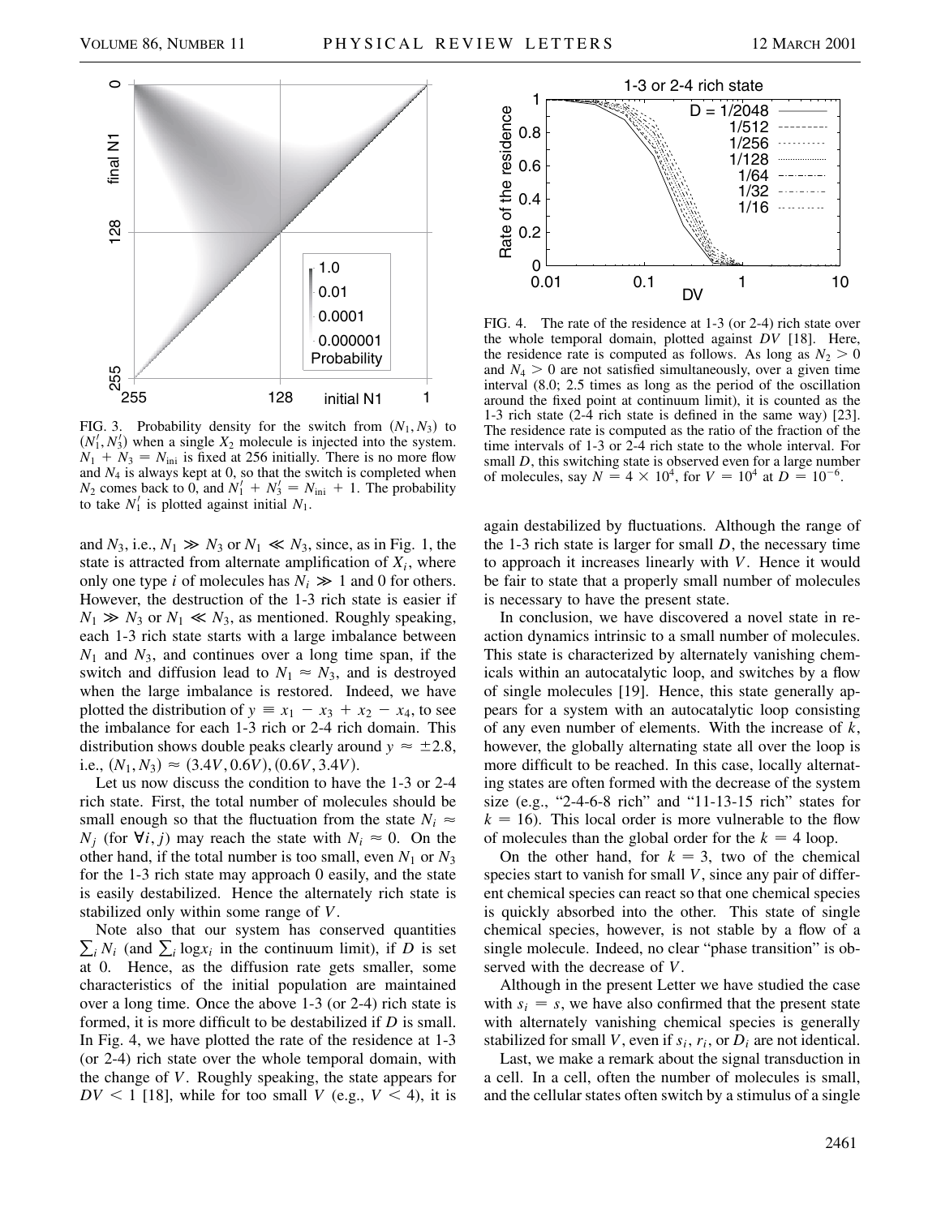FIG. 3. Probability density for the switch from $(N_1, N_3)$ to $(N_1', N_3')$ when a single $X_2$ molecule is injected into the system. $N_1 + N_3 = N_{\rm ini}$ is fixed at 256 initially. There is no more flow and $N_4$ is always kept at 0, so that the switch is completed when $N_2$ comes back to 0, and $N_1' + N_3' = N_{\rm ini} + 1$. The probability to take $N_1'$ is plotted against initial $N_1$.

FIG. 4. The rate of the residence at 1-3 (or 2-4) rich state over the whole temporal domain, plotted against $DV$ [18]. Here, the residence rate is computed as follows. As long as $N_2 > 0$ and $N_4 > 0$ are not satisfied simultaneously, over a given time interval (8.0; 2.5 times as long as the period of the oscillation around the fixed point at continuum limit), it is counted as the 1-3 rich state (2-4 rich state is defined in the same way) [23]. The residence rate is computed as the ratio of the fraction of the time intervals of 1-3 or 2-4 rich state to the whole interval. For small $D$, this switching state is observed even for a large number of molecules, say $N = 4 \times 10^4$, for $V = 10^4$ at $D = 10^{-6}$.

and $N_3$, i.e., $N_1 \gg N_3$ or $N_1 \ll N_3$, since, as in Fig. 1, the state is attracted from alternate amplification of $X_i$, where only one type $i$ of molecules has $N_i \gg 1$ and 0 for others. However, the destruction of the 1-3 rich state is easier if $N_1 \gg N_3$ or $N_1 \ll N_3$, as mentioned. Roughly speaking, each 1-3 rich state starts with a large imbalance between $N_1$ and $N_3$, and continues over a long time span, if the switch and diffusion lead to $N_1 \approx N_3$, and is destroyed when the large imbalance is restored. Indeed, we have plotted the distribution of $y \equiv x_1 - x_3 + x_2 - x_4$, to see the imbalance for each 1-3 rich or 2-4 rich domain. This distribution shows double peaks clearly around $y \approx \pm 2.8$, i.e., $(N_1, N_3) \approx (3.4V, 0.6V), (0.6V, 3.4V)$.

Let us now discuss the condition to have the 1-3 or 2-4 rich state. First, the total number of molecules should be small enough so that the fluctuation from the state $N_i \approx N_j$ (for $\forall i, j$) may reach the state with $N_i \approx 0$. On the other hand, if the total number is too small, even $N_1$ or $N_3$ for the 1-3 rich state may approach 0 easily, and the state is easily destabilized. Hence the alternately rich state is stabilized only within some range of $V$.

Note also that our system has conserved quantities $\sum_i N_i$ (and $\sum_i \log x_i$ in the continuum limit), if $D$ is set at 0. Hence, as the diffusion rate gets smaller, some characteristics of the initial population are maintained over a long time. Once the above 1-3 (or 2-4) rich state is formed, it is more difficult to be destabilized if $D$ is small. In Fig. 4, we have plotted the rate of the residence at 1-3 (or 2-4) rich state over the whole temporal domain, with the change of $V$. Roughly speaking, the state appears for $DV < 1$ [18], while for too small $V$ (e.g., $V < 4$), it is again destabilized by fluctuations. Although the range of the 1-3 rich state is larger for small $D$, the necessary time to approach it increases linearly with $V$. Hence it would be fair to state that a properly small number of molecules is necessary to have the present state.

In conclusion, we have discovered a novel state in reaction dynamics intrinsic to a small number of molecules. This state is characterized by alternately vanishing chemicals within an autocatalytic loop, and switches by a flow of single molecules [19]. Hence, this state generally appears for a system with an autocatalytic loop consisting of any even number of elements. With the increase of $k$, however, the globally alternating state all over the loop is more difficult to be reached. In this case, locally alternating states are often formed with the decrease of the system size (e.g., "2-4-6-8 rich" and "11-13-15 rich" states for $k = 16$). This local order is more vulnerable to the flow of molecules than the global order for the $k = 4$ loop.

On the other hand, for $k = 3$, two of the chemical species start to vanish for small $V$, since any pair of different chemical species can react so that one chemical species is quickly absorbed into the other. This state of single chemical species, however, is not stable by a flow of a single molecule. Indeed, no clear "phase transition" is observed with the decrease of $V$.

Although in the present Letter we have studied the case with $s_i = s$, we have also confirmed that the present state with alternately vanishing chemical species is generally stabilized for small $V$, even if $s_i$, $r_i$, or $D_i$ are not identical.

Last, we make a remark about the signal transduction in a cell. In a cell, often the number of molecules is small, and the cellular states often switch by a stimulus of a single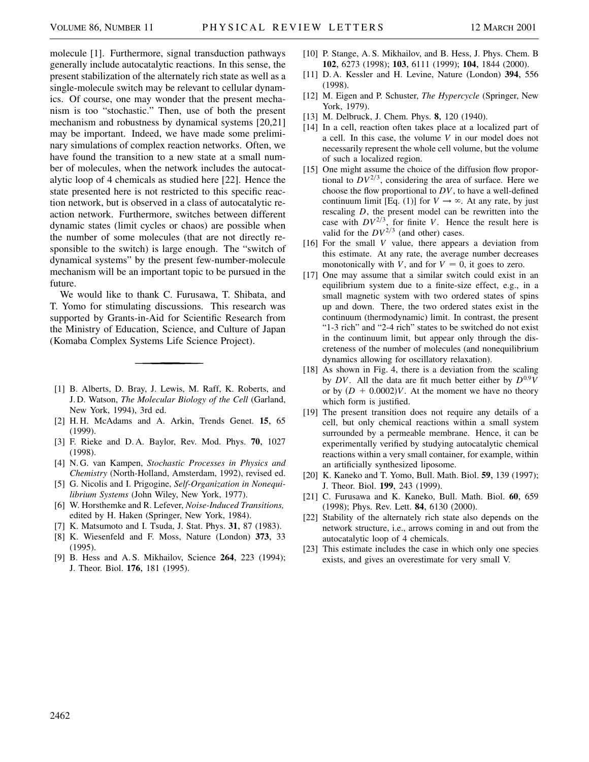molecule [1]. Furthermore, signal transduction pathways generally include autocatalytic reactions. In this sense, the present stabilization of the alternately rich state as well as a single-molecule switch may be relevant to cellular dynamics. Of course, one may wonder that the present mechanism is too "stochastic." Then, use of both the present mechanism and robustness by dynamical systems [20,21] may be important. Indeed, we have made some preliminary simulations of complex reaction networks. Often, we have found the transition to a new state at a small number of molecules, when the network includes the autocatalytic loop of 4 chemicals as studied here [22]. Hence the state presented here is not restricted to this specific reaction network, but is observed in a class of autocatalytic reaction network. Furthermore, switches between different dynamic states (limit cycles or chaos) are possible when the number of some molecules (that are not directly responsible to the switch) is large enough. The "switch of dynamical systems" by the present few-number-molecule mechanism will be an important topic to be pursued in the future.

We would like to thank C. Furusawa, T. Shibata, and T. Yomo for stimulating discussions. This research was supported by Grants-in-Aid for Scientific Research from the Ministry of Education, Science, and Culture of Japan (Komaba Complex Systems Life Science Project).

---

[1] B. Alberts, D. Bray, J. Lewis, M. Raff, K. Roberts, and J. D. Watson, *The Molecular Biology of the Cell* (Garland, New York, 1994), 3rd ed.

[2] H. H. McAdams and A. Arkin, Trends Genet. **15**, 65 (1999).

[3] F. Rieke and D. A. Baylor, Rev. Mod. Phys. **70**, 1027 (1998).

[4] N. G. van Kampen, *Stochastic Processes in Physics and Chemistry* (North-Holland, Amsterdam, 1992), revised ed.

[5] G. Nicolis and I. Prigogine, *Self-Organization in Nonequilibrium Systems* (John Wiley, New York, 1977).

[6] W. Horsthemke and R. Lefever, *Noise-Induced Transitions,* edited by H. Haken (Springer, New York, 1984).

[7] K. Matsumoto and I. Tsuda, J. Stat. Phys. **31**, 87 (1983).

[8] K. Wiesenfeld and F. Moss, Nature (London) **373**, 33 (1995).

[9] B. Hess and A. S. Mikhailov, Science **264**, 223 (1994); J. Theor. Biol. **176**, 181 (1995).

[10] P. Stange, A. S. Mikhailov, and B. Hess, J. Phys. Chem. B **102**, 6273 (1998); **103**, 6111 (1999); **104**, 1844 (2000).

[11] D. A. Kessler and H. Levine, Nature (London) **394**, 556 (1998).

[12] M. Eigen and P. Schuster, *The Hypercycle* (Springer, New York, 1979).

[13] M. Delbruck, J. Chem. Phys. **8**, 120 (1940).

[14] In a cell, reaction often takes place at a localized part of a cell. In this case, the volume $V$ in our model does not necessarily represent the whole cell volume, but the volume of such a localized region.

[15] One might assume the choice of the diffusion flow proportional to $DV^{2/3}$, considering the area of surface. Here we choose the flow proportional to $DV$, to have a well-defined continuum limit [Eq. (1)] for $V \to \infty$. At any rate, by just rescaling $D$, the present model can be rewritten into the case with $DV^{2/3}$, for finite $V$. Hence the result here is valid for the $DV^{2/3}$ (and other) cases.

[16] For the small $V$ value, there appears a deviation from this estimate. At any rate, the average number decreases monotonically with $V$, and for $V = 0$, it goes to zero.

[17] One may assume that a similar switch could exist in an equilibrium system due to a finite-size effect, e.g., in a small magnetic system with two ordered states of spins up and down. There, the two ordered states exist in the continuum (thermodynamic) limit. In contrast, the present "1-3 rich" and "2-4 rich" states to be switched do not exist in the continuum limit, but appear only through the discreteness of the number of molecules (and nonequilibrium dynamics allowing for oscillatory relaxation).

[18] As shown in Fig. 4, there is a deviation from the scaling by $DV$. All the data are fit much better either by $D^{0.9}V$ or by $(D + 0.0002)V$. At the moment we have no theory which form is justified.

[19] The present transition does not require any details of a cell, but only chemical reactions within a small system surrounded by a permeable membrane. Hence, it can be experimentally verified by studying autocatalytic chemical reactions within a very small container, for example, within an artificially synthesized liposome.

[20] K. Kaneko and T. Yomo, Bull. Math. Biol. **59**, 139 (1997); J. Theor. Biol. **199**, 243 (1999).

[21] C. Furusawa and K. Kaneko, Bull. Math. Biol. **60**, 659 (1998); Phys. Rev. Lett. **84**, 6130 (2000).

[22] Stability of the alternately rich state also depends on the network structure, i.e., arrows coming in and out from the autocatalytic loop of 4 chemicals.

[23] This estimate includes the case in which only one species exists, and gives an overestimate for very small V.